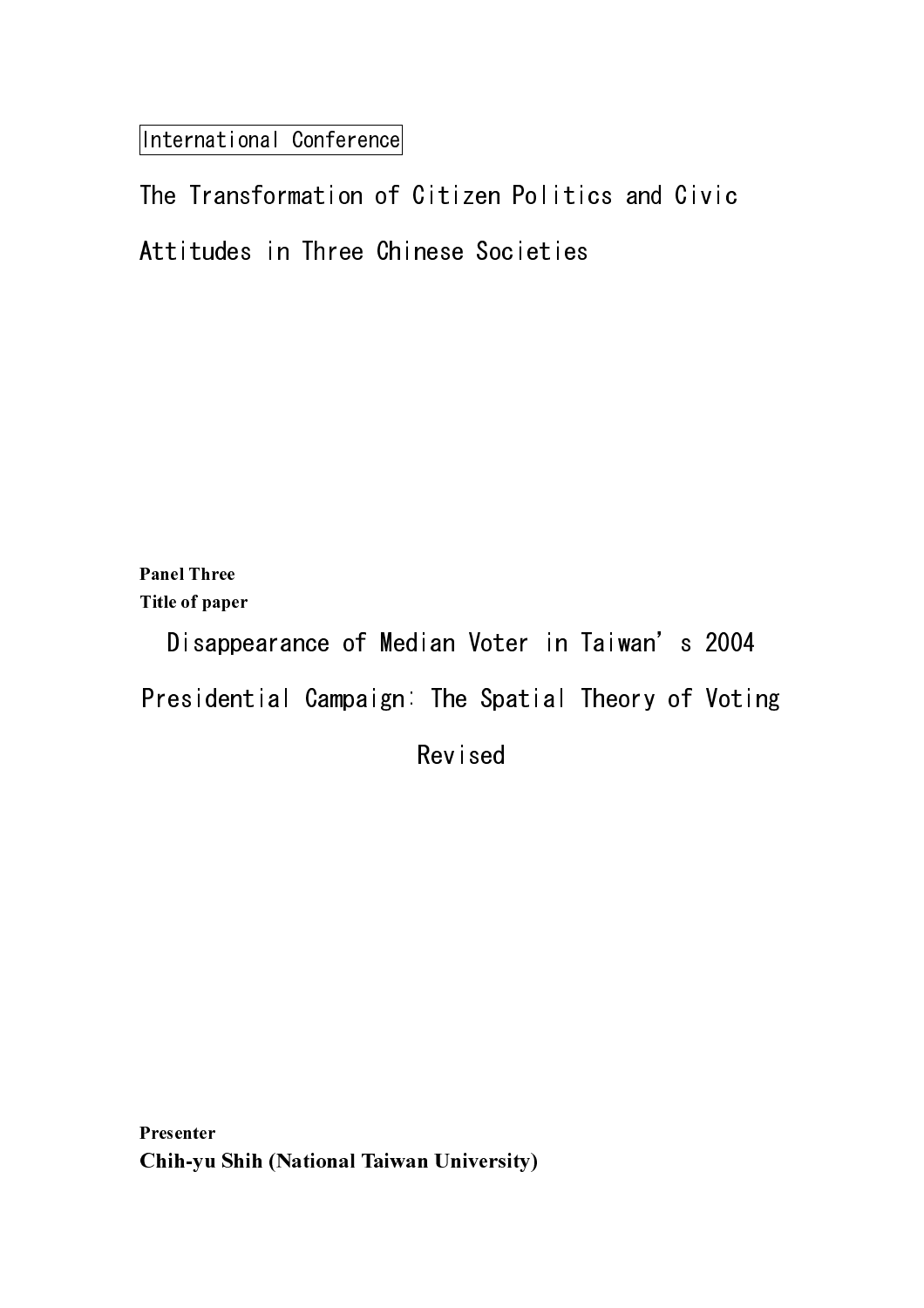International Conference

# The Transformation of Citizen Politics and Civic Attitudes in Three Chinese Societies

**Panel Three**

**Title of paper**

## Disappearance of Median Voter in Taiwan's 2004 Presidential Campaign: The Spatial Theory of Voting Revised

**Presenter**

**Chih-yu Shih (National Taiwan University)**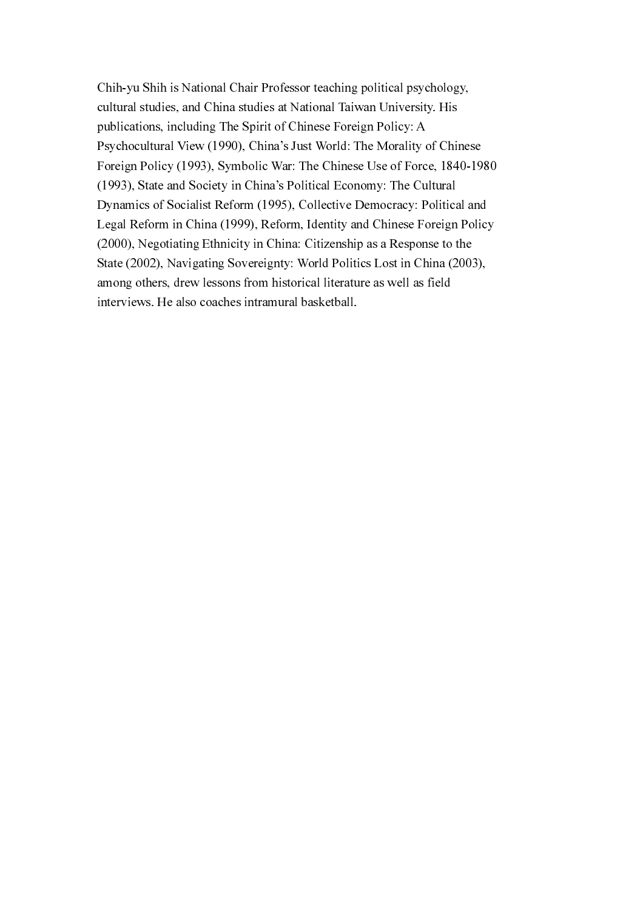Chih-yu Shih is National Chair Professor teaching political psychology, cultural studies, and China studies at National Taiwan University. His publications, including The Spirit of Chinese Foreign Policy: A Psychocultural View (1990), China's Just World: The Morality of Chinese Foreign Policy (1993), Symbolic War: The Chinese Use of Force, 1840-1980 (1993), State and Society in China's Political Economy: The Cultural Dynamics of Socialist Reform (1995), Collective Democracy: Political and Legal Reform in China (1999), Reform, Identity and Chinese Foreign Policy (2000), Negotiating Ethnicity in China: Citizenship as a Response to the State (2002), Navigating Sovereignty: World Politics Lost in China (2003), among others, drew lessons from historical literature as well as field interviews. He also coaches intramural basketball.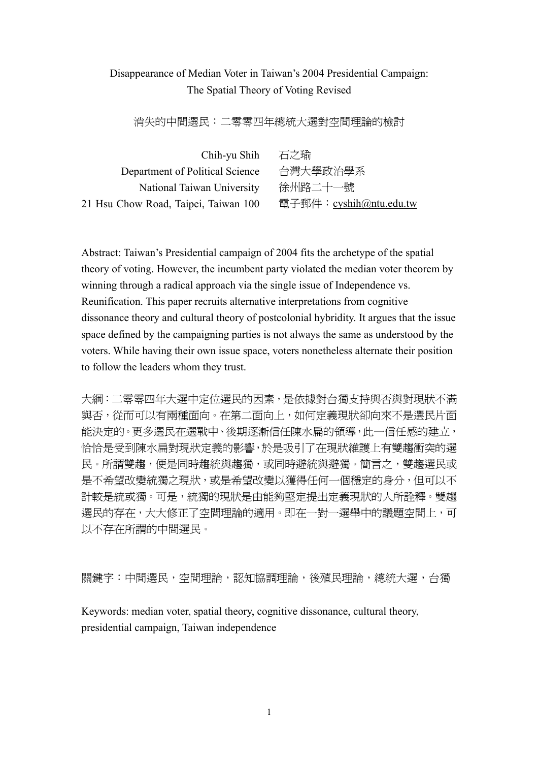Disappearance of Median Voter in Taiwan's 2004 Presidential Campaign:
The Spatial Theory of Voting Revised

消失的中間選民：二零零四年總統大選對空間理論的檢討

Chih-yu Shih　石之瑜
Department of Political Science　台灣大學政治學系
National Taiwan University　徐州路二十一號
21 Hsu Chow Road, Taipei, Taiwan 100　電子郵件：cyshih@ntu.edu.tw

Abstract: Taiwan's Presidential campaign of 2004 fits the archetype of the spatial theory of voting. However, the incumbent party violated the median voter theorem by winning through a radical approach via the single issue of Independence vs. Reunification. This paper recruits alternative interpretations from cognitive dissonance theory and cultural theory of postcolonial hybridity. It argues that the issue space defined by the campaigning parties is not always the same as understood by the voters. While having their own issue space, voters nonetheless alternate their position to follow the leaders whom they trust.

大綱：二零零四年大選中定位選民的因素，是依據對台獨支持與否與對現狀不滿與否，從而可以有兩種面向。在第二面向上，如何定義現狀卻向來不是選民片面能決定的。更多選民在選戰中、後期逐漸信任陳水扁的領導，此一信任感的建立，恰恰是受到陳水扁對現狀定義的影響，於是吸引了在現狀維護上有雙趨衝突的選民。所謂雙趨，便是同時趨統與趨獨，或同時避統與避獨。簡言之，雙趨選民或是不希望改變統獨之現狀，或是希望改變以獲得任何一個穩定的身分，但可以不計較是統或獨。可是，統獨的現狀是由能夠堅定提出定義現狀的人所詮釋。雙趨選民的存在，大大修正了空間理論的適用。即在一對一選舉中的議題空間上，可以不存在所謂的中間選民。

關鍵字：中間選民，空間理論，認知協調理論，後殖民理論，總統大選，台獨

Keywords: median voter, spatial theory, cognitive dissonance, cultural theory, presidential campaign, Taiwan independence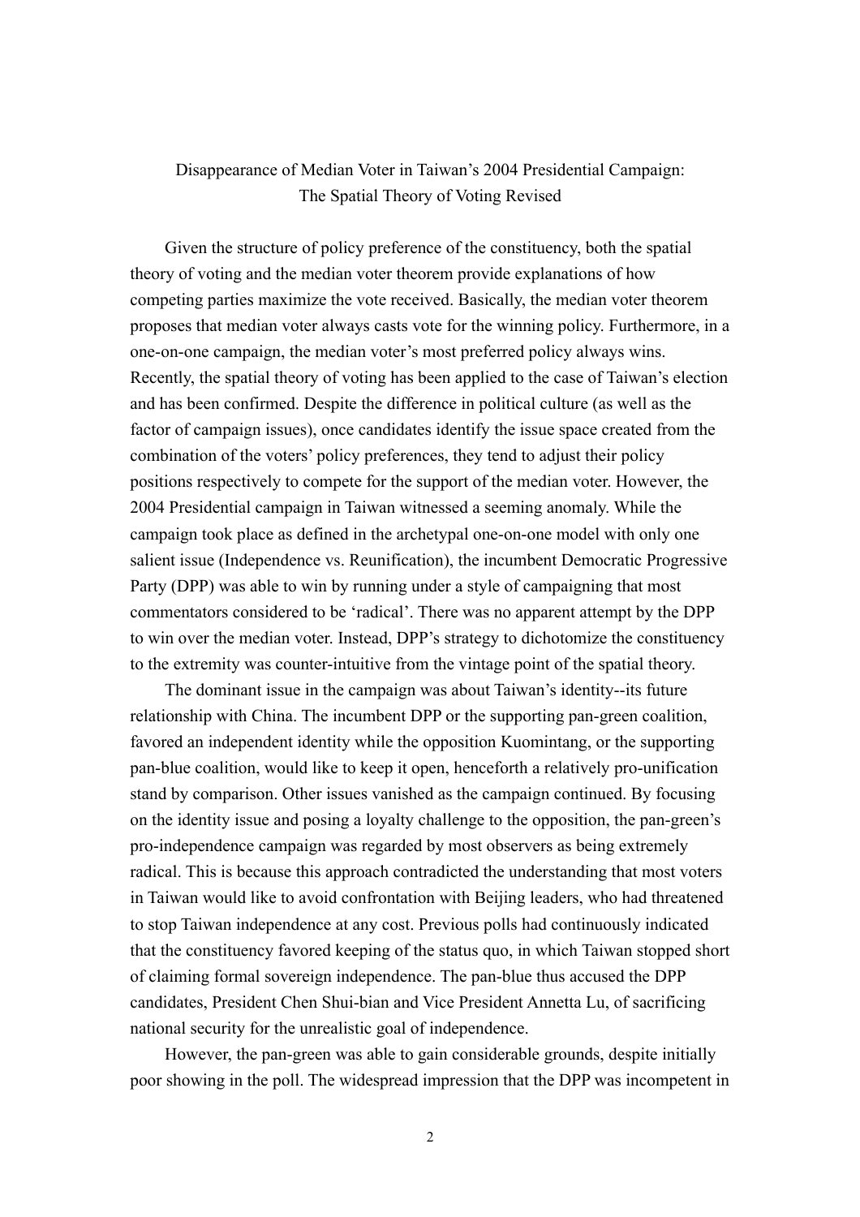Disappearance of Median Voter in Taiwan's 2004 Presidential Campaign: The Spatial Theory of Voting Revised

Given the structure of policy preference of the constituency, both the spatial theory of voting and the median voter theorem provide explanations of how competing parties maximize the vote received. Basically, the median voter theorem proposes that median voter always casts vote for the winning policy. Furthermore, in a one-on-one campaign, the median voter's most preferred policy always wins. Recently, the spatial theory of voting has been applied to the case of Taiwan's election and has been confirmed. Despite the difference in political culture (as well as the factor of campaign issues), once candidates identify the issue space created from the combination of the voters' policy preferences, they tend to adjust their policy positions respectively to compete for the support of the median voter. However, the 2004 Presidential campaign in Taiwan witnessed a seeming anomaly. While the campaign took place as defined in the archetypal one-on-one model with only one salient issue (Independence vs. Reunification), the incumbent Democratic Progressive Party (DPP) was able to win by running under a style of campaigning that most commentators considered to be 'radical'. There was no apparent attempt by the DPP to win over the median voter. Instead, DPP's strategy to dichotomize the constituency to the extremity was counter-intuitive from the vintage point of the spatial theory.

The dominant issue in the campaign was about Taiwan's identity--its future relationship with China. The incumbent DPP or the supporting pan-green coalition, favored an independent identity while the opposition Kuomintang, or the supporting pan-blue coalition, would like to keep it open, henceforth a relatively pro-unification stand by comparison. Other issues vanished as the campaign continued. By focusing on the identity issue and posing a loyalty challenge to the opposition, the pan-green's pro-independence campaign was regarded by most observers as being extremely radical. This is because this approach contradicted the understanding that most voters in Taiwan would like to avoid confrontation with Beijing leaders, who had threatened to stop Taiwan independence at any cost. Previous polls had continuously indicated that the constituency favored keeping of the status quo, in which Taiwan stopped short of claiming formal sovereign independence. The pan-blue thus accused the DPP candidates, President Chen Shui-bian and Vice President Annetta Lu, of sacrificing national security for the unrealistic goal of independence.

However, the pan-green was able to gain considerable grounds, despite initially poor showing in the poll. The widespread impression that the DPP was incompetent in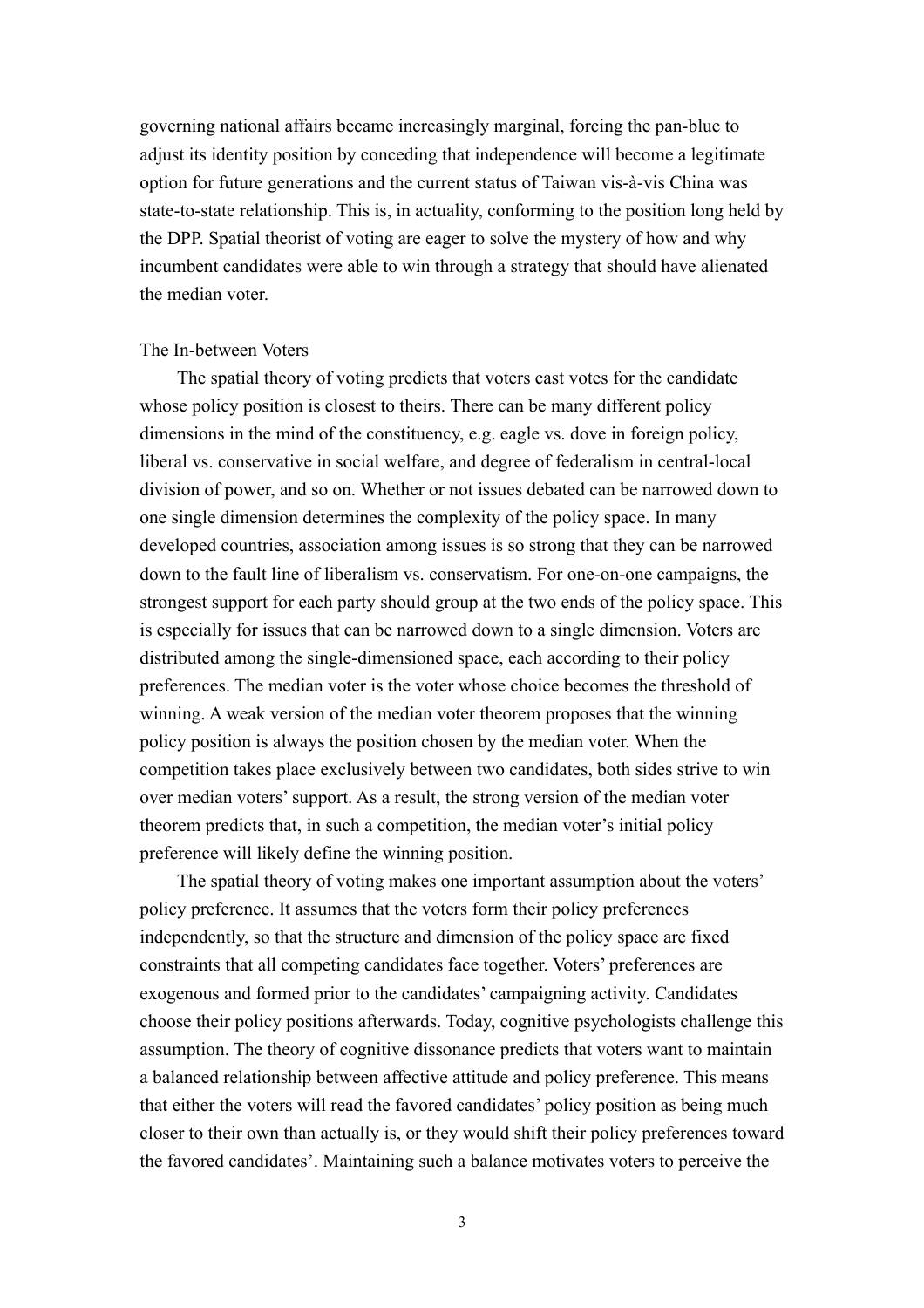governing national affairs became increasingly marginal, forcing the pan-blue to adjust its identity position by conceding that independence will become a legitimate option for future generations and the current status of Taiwan vis-à-vis China was state-to-state relationship. This is, in actuality, conforming to the position long held by the DPP. Spatial theorist of voting are eager to solve the mystery of how and why incumbent candidates were able to win through a strategy that should have alienated the median voter.

## The In-between Voters

The spatial theory of voting predicts that voters cast votes for the candidate whose policy position is closest to theirs. There can be many different policy dimensions in the mind of the constituency, e.g. eagle vs. dove in foreign policy, liberal vs. conservative in social welfare, and degree of federalism in central-local division of power, and so on. Whether or not issues debated can be narrowed down to one single dimension determines the complexity of the policy space. In many developed countries, association among issues is so strong that they can be narrowed down to the fault line of liberalism vs. conservatism. For one-on-one campaigns, the strongest support for each party should group at the two ends of the policy space. This is especially for issues that can be narrowed down to a single dimension. Voters are distributed among the single-dimensioned space, each according to their policy preferences. The median voter is the voter whose choice becomes the threshold of winning. A weak version of the median voter theorem proposes that the winning policy position is always the position chosen by the median voter. When the competition takes place exclusively between two candidates, both sides strive to win over median voters' support. As a result, the strong version of the median voter theorem predicts that, in such a competition, the median voter's initial policy preference will likely define the winning position.

The spatial theory of voting makes one important assumption about the voters' policy preference. It assumes that the voters form their policy preferences independently, so that the structure and dimension of the policy space are fixed constraints that all competing candidates face together. Voters' preferences are exogenous and formed prior to the candidates' campaigning activity. Candidates choose their policy positions afterwards. Today, cognitive psychologists challenge this assumption. The theory of cognitive dissonance predicts that voters want to maintain a balanced relationship between affective attitude and policy preference. This means that either the voters will read the favored candidates' policy position as being much closer to their own than actually is, or they would shift their policy preferences toward the favored candidates'. Maintaining such a balance motivates voters to perceive the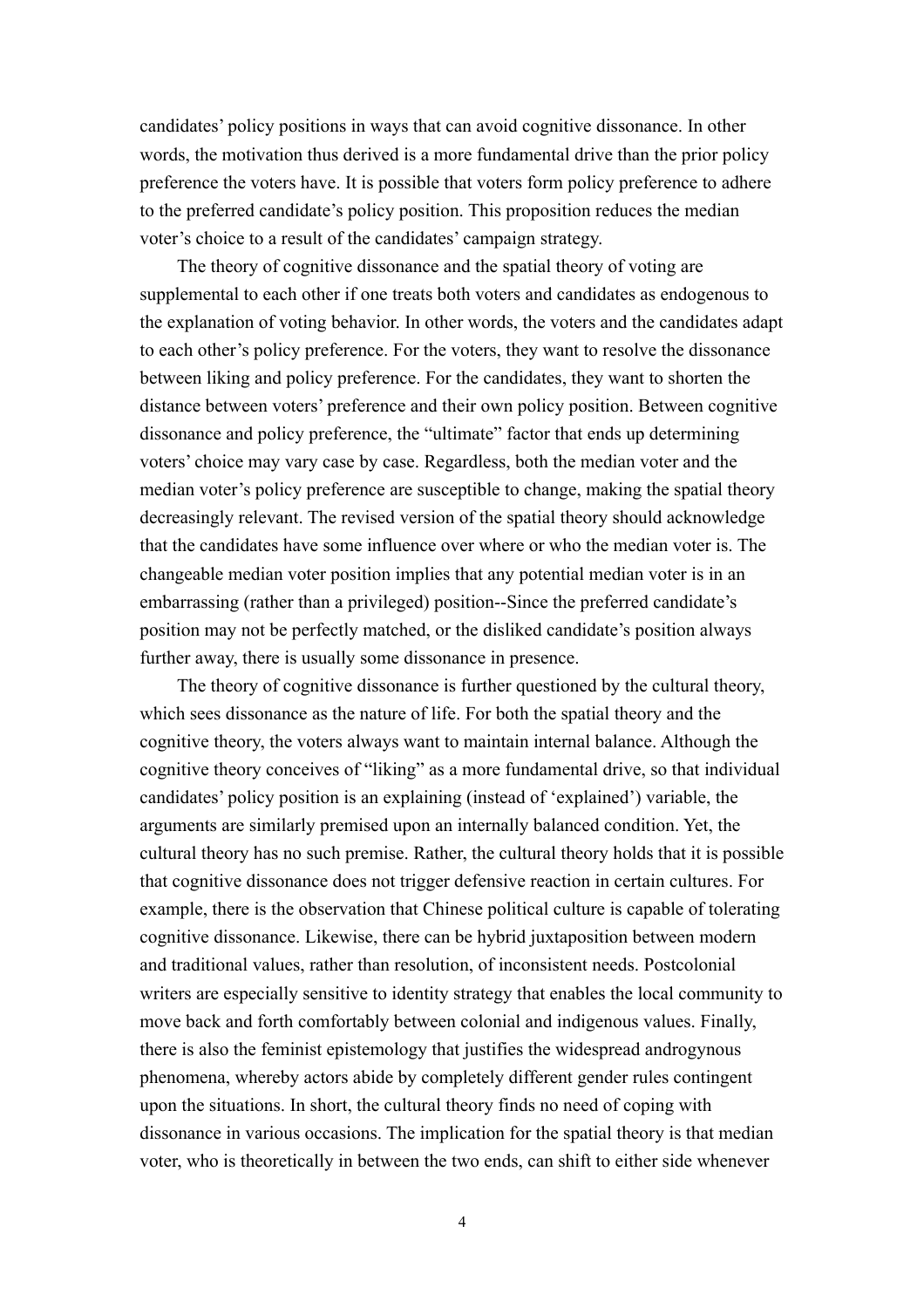candidates' policy positions in ways that can avoid cognitive dissonance. In other words, the motivation thus derived is a more fundamental drive than the prior policy preference the voters have. It is possible that voters form policy preference to adhere to the preferred candidate's policy position. This proposition reduces the median voter's choice to a result of the candidates' campaign strategy.

The theory of cognitive dissonance and the spatial theory of voting are supplemental to each other if one treats both voters and candidates as endogenous to the explanation of voting behavior. In other words, the voters and the candidates adapt to each other's policy preference. For the voters, they want to resolve the dissonance between liking and policy preference. For the candidates, they want to shorten the distance between voters' preference and their own policy position. Between cognitive dissonance and policy preference, the "ultimate" factor that ends up determining voters' choice may vary case by case. Regardless, both the median voter and the median voter's policy preference are susceptible to change, making the spatial theory decreasingly relevant. The revised version of the spatial theory should acknowledge that the candidates have some influence over where or who the median voter is. The changeable median voter position implies that any potential median voter is in an embarrassing (rather than a privileged) position--Since the preferred candidate's position may not be perfectly matched, or the disliked candidate's position always further away, there is usually some dissonance in presence.

The theory of cognitive dissonance is further questioned by the cultural theory, which sees dissonance as the nature of life. For both the spatial theory and the cognitive theory, the voters always want to maintain internal balance. Although the cognitive theory conceives of "liking" as a more fundamental drive, so that individual candidates' policy position is an explaining (instead of 'explained') variable, the arguments are similarly premised upon an internally balanced condition. Yet, the cultural theory has no such premise. Rather, the cultural theory holds that it is possible that cognitive dissonance does not trigger defensive reaction in certain cultures. For example, there is the observation that Chinese political culture is capable of tolerating cognitive dissonance. Likewise, there can be hybrid juxtaposition between modern and traditional values, rather than resolution, of inconsistent needs. Postcolonial writers are especially sensitive to identity strategy that enables the local community to move back and forth comfortably between colonial and indigenous values. Finally, there is also the feminist epistemology that justifies the widespread androgynous phenomena, whereby actors abide by completely different gender rules contingent upon the situations. In short, the cultural theory finds no need of coping with dissonance in various occasions. The implication for the spatial theory is that median voter, who is theoretically in between the two ends, can shift to either side whenever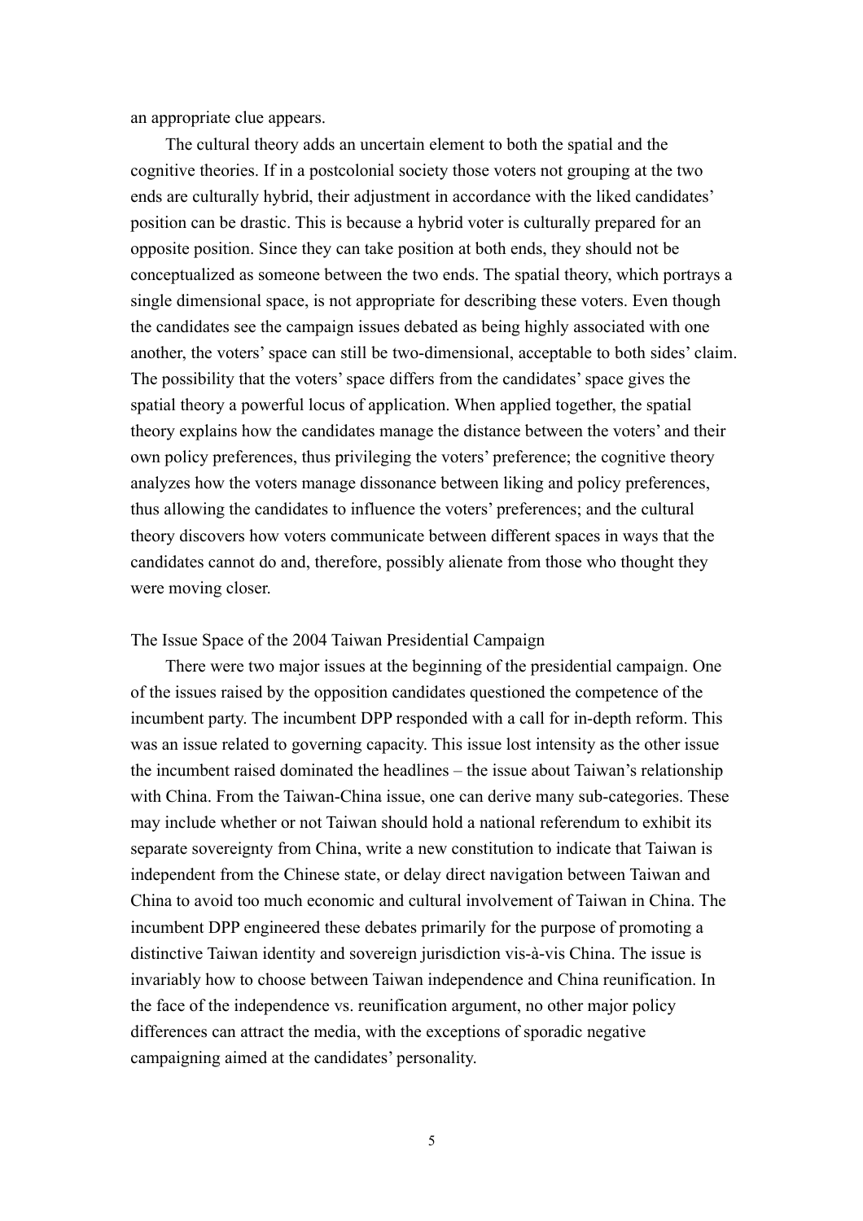an appropriate clue appears.

The cultural theory adds an uncertain element to both the spatial and the cognitive theories. If in a postcolonial society those voters not grouping at the two ends are culturally hybrid, their adjustment in accordance with the liked candidates' position can be drastic. This is because a hybrid voter is culturally prepared for an opposite position. Since they can take position at both ends, they should not be conceptualized as someone between the two ends. The spatial theory, which portrays a single dimensional space, is not appropriate for describing these voters. Even though the candidates see the campaign issues debated as being highly associated with one another, the voters' space can still be two-dimensional, acceptable to both sides' claim. The possibility that the voters' space differs from the candidates' space gives the spatial theory a powerful locus of application. When applied together, the spatial theory explains how the candidates manage the distance between the voters' and their own policy preferences, thus privileging the voters' preference; the cognitive theory analyzes how the voters manage dissonance between liking and policy preferences, thus allowing the candidates to influence the voters' preferences; and the cultural theory discovers how voters communicate between different spaces in ways that the candidates cannot do and, therefore, possibly alienate from those who thought they were moving closer.

## The Issue Space of the 2004 Taiwan Presidential Campaign

There were two major issues at the beginning of the presidential campaign. One of the issues raised by the opposition candidates questioned the competence of the incumbent party. The incumbent DPP responded with a call for in-depth reform. This was an issue related to governing capacity. This issue lost intensity as the other issue the incumbent raised dominated the headlines – the issue about Taiwan's relationship with China. From the Taiwan-China issue, one can derive many sub-categories. These may include whether or not Taiwan should hold a national referendum to exhibit its separate sovereignty from China, write a new constitution to indicate that Taiwan is independent from the Chinese state, or delay direct navigation between Taiwan and China to avoid too much economic and cultural involvement of Taiwan in China. The incumbent DPP engineered these debates primarily for the purpose of promoting a distinctive Taiwan identity and sovereign jurisdiction vis-à-vis China. The issue is invariably how to choose between Taiwan independence and China reunification. In the face of the independence vs. reunification argument, no other major policy differences can attract the media, with the exceptions of sporadic negative campaigning aimed at the candidates' personality.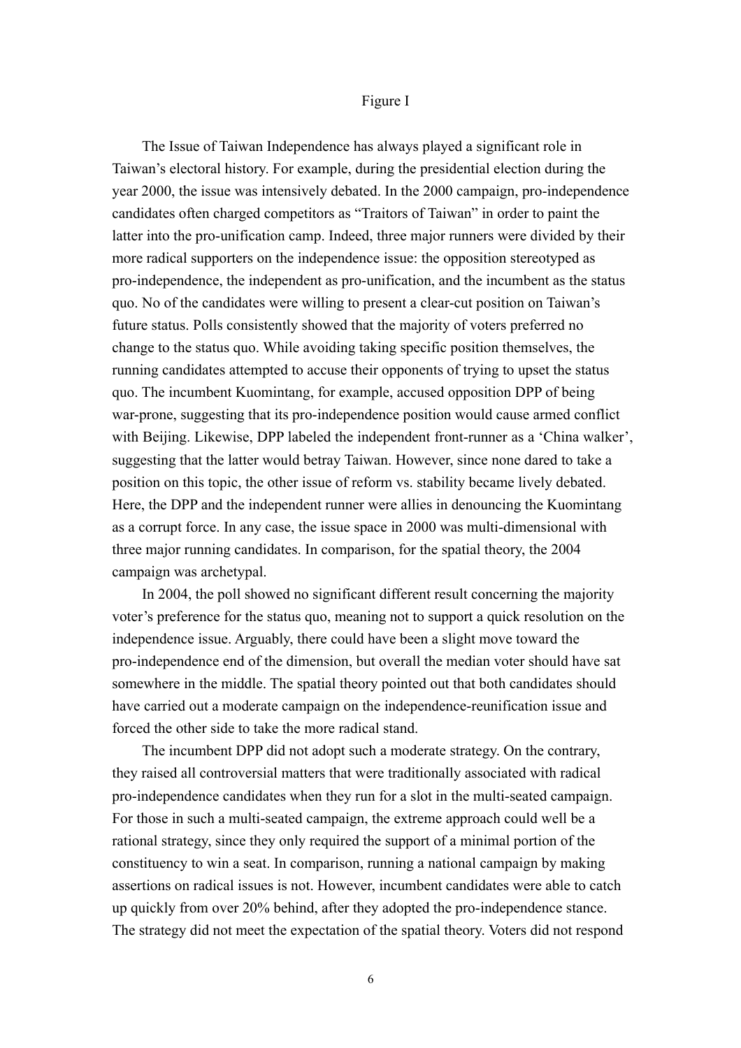Figure I

The Issue of Taiwan Independence has always played a significant role in Taiwan's electoral history. For example, during the presidential election during the year 2000, the issue was intensively debated. In the 2000 campaign, pro-independence candidates often charged competitors as "Traitors of Taiwan" in order to paint the latter into the pro-unification camp. Indeed, three major runners were divided by their more radical supporters on the independence issue: the opposition stereotyped as pro-independence, the independent as pro-unification, and the incumbent as the status quo. No of the candidates were willing to present a clear-cut position on Taiwan's future status. Polls consistently showed that the majority of voters preferred no change to the status quo. While avoiding taking specific position themselves, the running candidates attempted to accuse their opponents of trying to upset the status quo. The incumbent Kuomintang, for example, accused opposition DPP of being war-prone, suggesting that its pro-independence position would cause armed conflict with Beijing. Likewise, DPP labeled the independent front-runner as a 'China walker', suggesting that the latter would betray Taiwan. However, since none dared to take a position on this topic, the other issue of reform vs. stability became lively debated. Here, the DPP and the independent runner were allies in denouncing the Kuomintang as a corrupt force. In any case, the issue space in 2000 was multi-dimensional with three major running candidates. In comparison, for the spatial theory, the 2004 campaign was archetypal.

In 2004, the poll showed no significant different result concerning the majority voter's preference for the status quo, meaning not to support a quick resolution on the independence issue. Arguably, there could have been a slight move toward the pro-independence end of the dimension, but overall the median voter should have sat somewhere in the middle. The spatial theory pointed out that both candidates should have carried out a moderate campaign on the independence-reunification issue and forced the other side to take the more radical stand.

The incumbent DPP did not adopt such a moderate strategy. On the contrary, they raised all controversial matters that were traditionally associated with radical pro-independence candidates when they run for a slot in the multi-seated campaign. For those in such a multi-seated campaign, the extreme approach could well be a rational strategy, since they only required the support of a minimal portion of the constituency to win a seat. In comparison, running a national campaign by making assertions on radical issues is not. However, incumbent candidates were able to catch up quickly from over 20% behind, after they adopted the pro-independence stance. The strategy did not meet the expectation of the spatial theory. Voters did not respond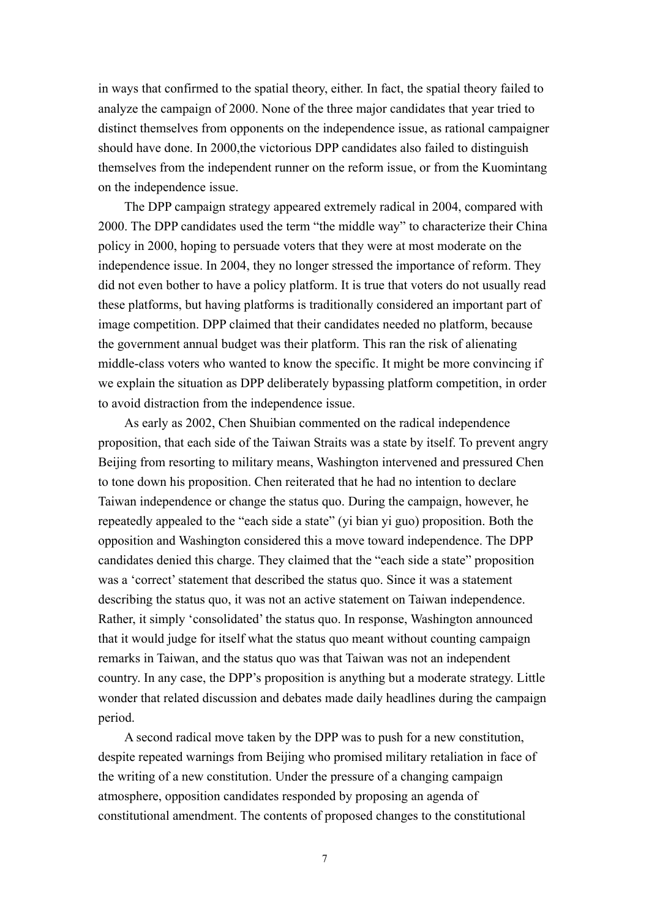in ways that confirmed to the spatial theory, either. In fact, the spatial theory failed to analyze the campaign of 2000. None of the three major candidates that year tried to distinct themselves from opponents on the independence issue, as rational campaigner should have done. In 2000,the victorious DPP candidates also failed to distinguish themselves from the independent runner on the reform issue, or from the Kuomintang on the independence issue.

The DPP campaign strategy appeared extremely radical in 2004, compared with 2000. The DPP candidates used the term "the middle way" to characterize their China policy in 2000, hoping to persuade voters that they were at most moderate on the independence issue. In 2004, they no longer stressed the importance of reform. They did not even bother to have a policy platform. It is true that voters do not usually read these platforms, but having platforms is traditionally considered an important part of image competition. DPP claimed that their candidates needed no platform, because the government annual budget was their platform. This ran the risk of alienating middle-class voters who wanted to know the specific. It might be more convincing if we explain the situation as DPP deliberately bypassing platform competition, in order to avoid distraction from the independence issue.

As early as 2002, Chen Shuibian commented on the radical independence proposition, that each side of the Taiwan Straits was a state by itself. To prevent angry Beijing from resorting to military means, Washington intervened and pressured Chen to tone down his proposition. Chen reiterated that he had no intention to declare Taiwan independence or change the status quo. During the campaign, however, he repeatedly appealed to the "each side a state" (yi bian yi guo) proposition. Both the opposition and Washington considered this a move toward independence. The DPP candidates denied this charge. They claimed that the "each side a state" proposition was a 'correct' statement that described the status quo. Since it was a statement describing the status quo, it was not an active statement on Taiwan independence. Rather, it simply 'consolidated' the status quo. In response, Washington announced that it would judge for itself what the status quo meant without counting campaign remarks in Taiwan, and the status quo was that Taiwan was not an independent country. In any case, the DPP's proposition is anything but a moderate strategy. Little wonder that related discussion and debates made daily headlines during the campaign period.

A second radical move taken by the DPP was to push for a new constitution, despite repeated warnings from Beijing who promised military retaliation in face of the writing of a new constitution. Under the pressure of a changing campaign atmosphere, opposition candidates responded by proposing an agenda of constitutional amendment. The contents of proposed changes to the constitutional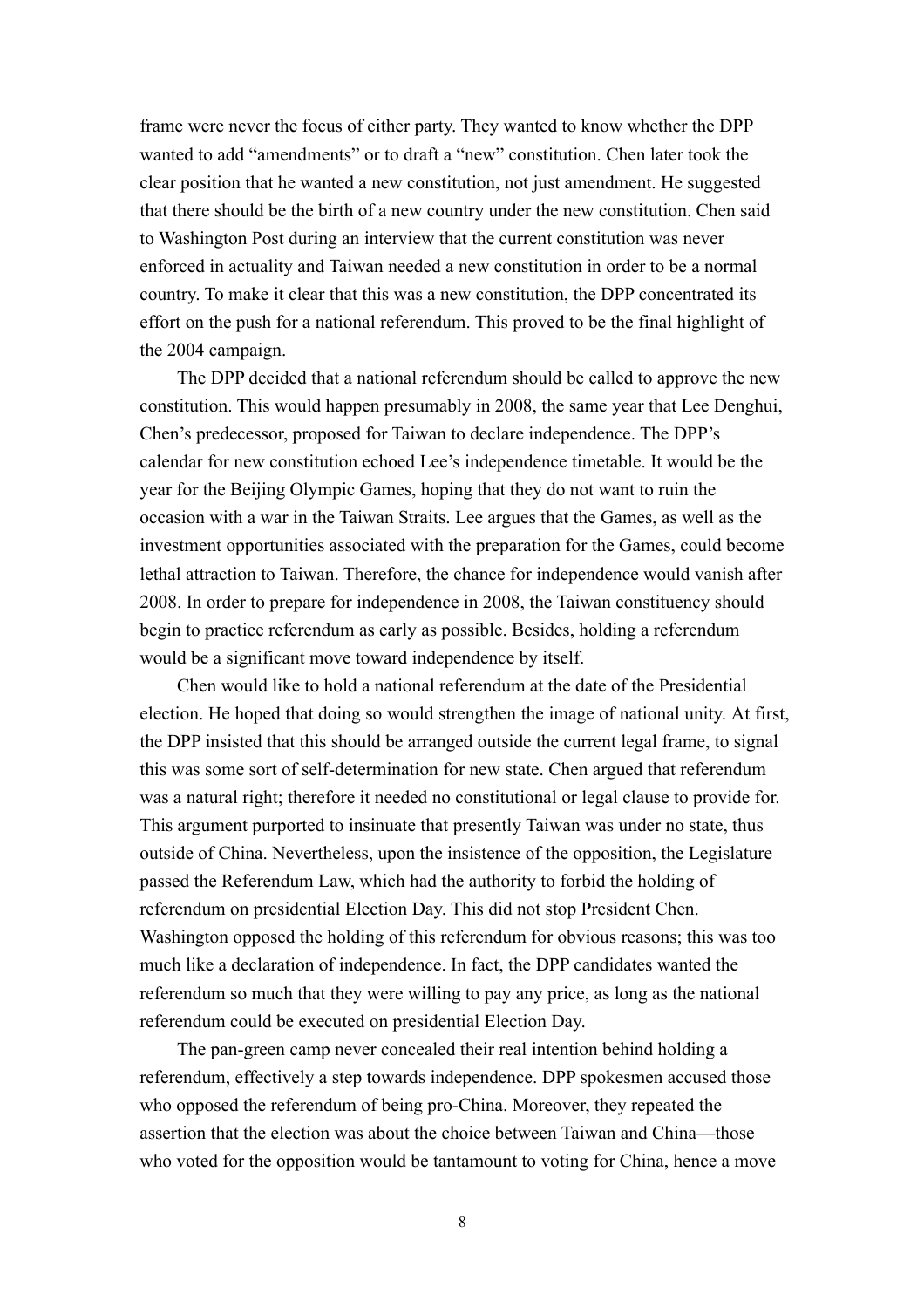frame were never the focus of either party. They wanted to know whether the DPP wanted to add "amendments" or to draft a "new" constitution. Chen later took the clear position that he wanted a new constitution, not just amendment. He suggested that there should be the birth of a new country under the new constitution. Chen said to Washington Post during an interview that the current constitution was never enforced in actuality and Taiwan needed a new constitution in order to be a normal country. To make it clear that this was a new constitution, the DPP concentrated its effort on the push for a national referendum. This proved to be the final highlight of the 2004 campaign.

The DPP decided that a national referendum should be called to approve the new constitution. This would happen presumably in 2008, the same year that Lee Denghui, Chen's predecessor, proposed for Taiwan to declare independence. The DPP's calendar for new constitution echoed Lee's independence timetable. It would be the year for the Beijing Olympic Games, hoping that they do not want to ruin the occasion with a war in the Taiwan Straits. Lee argues that the Games, as well as the investment opportunities associated with the preparation for the Games, could become lethal attraction to Taiwan. Therefore, the chance for independence would vanish after 2008. In order to prepare for independence in 2008, the Taiwan constituency should begin to practice referendum as early as possible. Besides, holding a referendum would be a significant move toward independence by itself.

Chen would like to hold a national referendum at the date of the Presidential election. He hoped that doing so would strengthen the image of national unity. At first, the DPP insisted that this should be arranged outside the current legal frame, to signal this was some sort of self-determination for new state. Chen argued that referendum was a natural right; therefore it needed no constitutional or legal clause to provide for. This argument purported to insinuate that presently Taiwan was under no state, thus outside of China. Nevertheless, upon the insistence of the opposition, the Legislature passed the Referendum Law, which had the authority to forbid the holding of referendum on presidential Election Day. This did not stop President Chen. Washington opposed the holding of this referendum for obvious reasons; this was too much like a declaration of independence. In fact, the DPP candidates wanted the referendum so much that they were willing to pay any price, as long as the national referendum could be executed on presidential Election Day.

The pan-green camp never concealed their real intention behind holding a referendum, effectively a step towards independence. DPP spokesmen accused those who opposed the referendum of being pro-China. Moreover, they repeated the assertion that the election was about the choice between Taiwan and China—those who voted for the opposition would be tantamount to voting for China, hence a move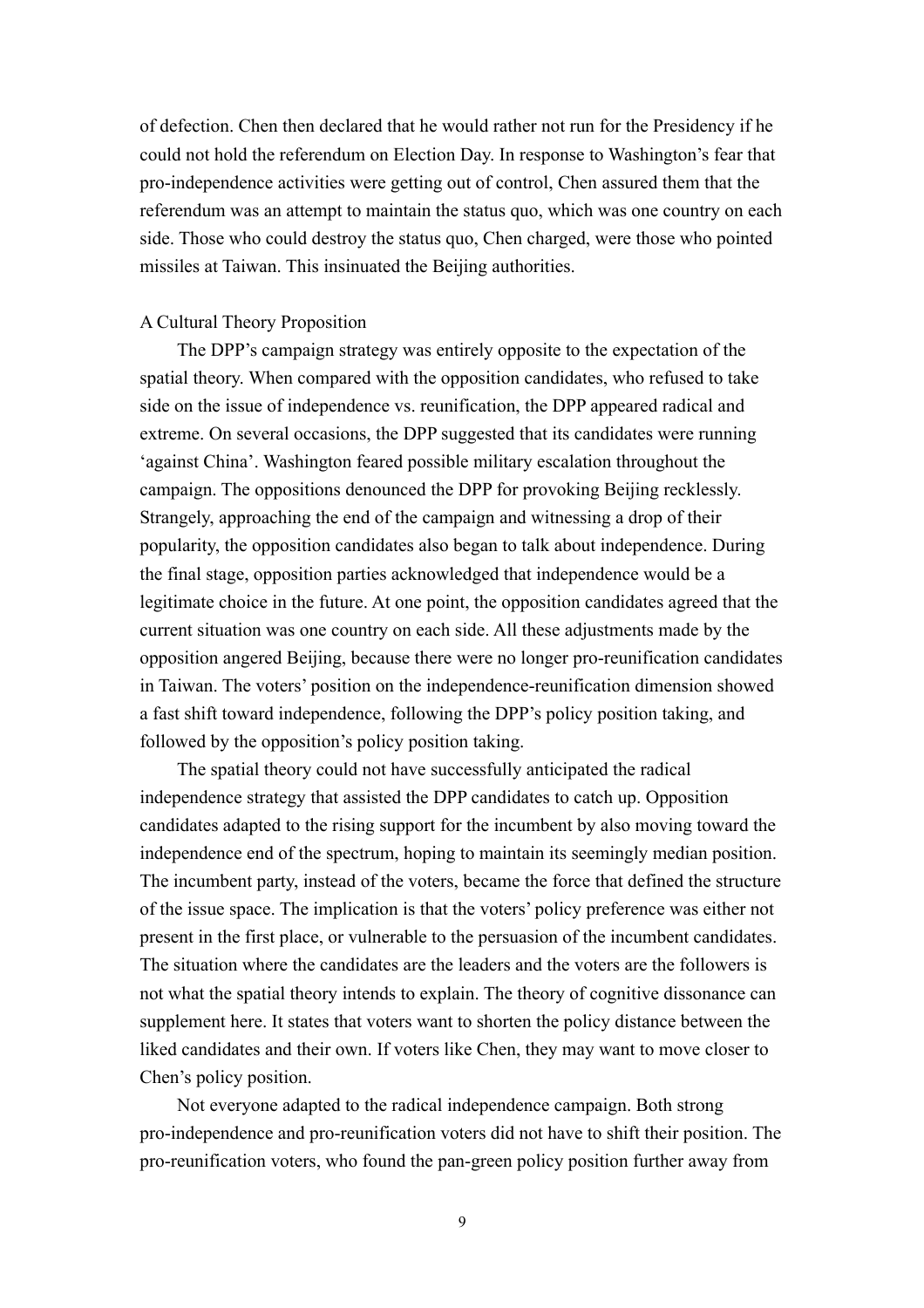of defection. Chen then declared that he would rather not run for the Presidency if he could not hold the referendum on Election Day. In response to Washington's fear that pro-independence activities were getting out of control, Chen assured them that the referendum was an attempt to maintain the status quo, which was one country on each side. Those who could destroy the status quo, Chen charged, were those who pointed missiles at Taiwan. This insinuated the Beijing authorities.

## A Cultural Theory Proposition

The DPP's campaign strategy was entirely opposite to the expectation of the spatial theory. When compared with the opposition candidates, who refused to take side on the issue of independence vs. reunification, the DPP appeared radical and extreme. On several occasions, the DPP suggested that its candidates were running 'against China'. Washington feared possible military escalation throughout the campaign. The oppositions denounced the DPP for provoking Beijing recklessly. Strangely, approaching the end of the campaign and witnessing a drop of their popularity, the opposition candidates also began to talk about independence. During the final stage, opposition parties acknowledged that independence would be a legitimate choice in the future. At one point, the opposition candidates agreed that the current situation was one country on each side. All these adjustments made by the opposition angered Beijing, because there were no longer pro-reunification candidates in Taiwan. The voters' position on the independence-reunification dimension showed a fast shift toward independence, following the DPP's policy position taking, and followed by the opposition's policy position taking.

The spatial theory could not have successfully anticipated the radical independence strategy that assisted the DPP candidates to catch up. Opposition candidates adapted to the rising support for the incumbent by also moving toward the independence end of the spectrum, hoping to maintain its seemingly median position. The incumbent party, instead of the voters, became the force that defined the structure of the issue space. The implication is that the voters' policy preference was either not present in the first place, or vulnerable to the persuasion of the incumbent candidates. The situation where the candidates are the leaders and the voters are the followers is not what the spatial theory intends to explain. The theory of cognitive dissonance can supplement here. It states that voters want to shorten the policy distance between the liked candidates and their own. If voters like Chen, they may want to move closer to Chen's policy position.

Not everyone adapted to the radical independence campaign. Both strong pro-independence and pro-reunification voters did not have to shift their position. The pro-reunification voters, who found the pan-green policy position further away from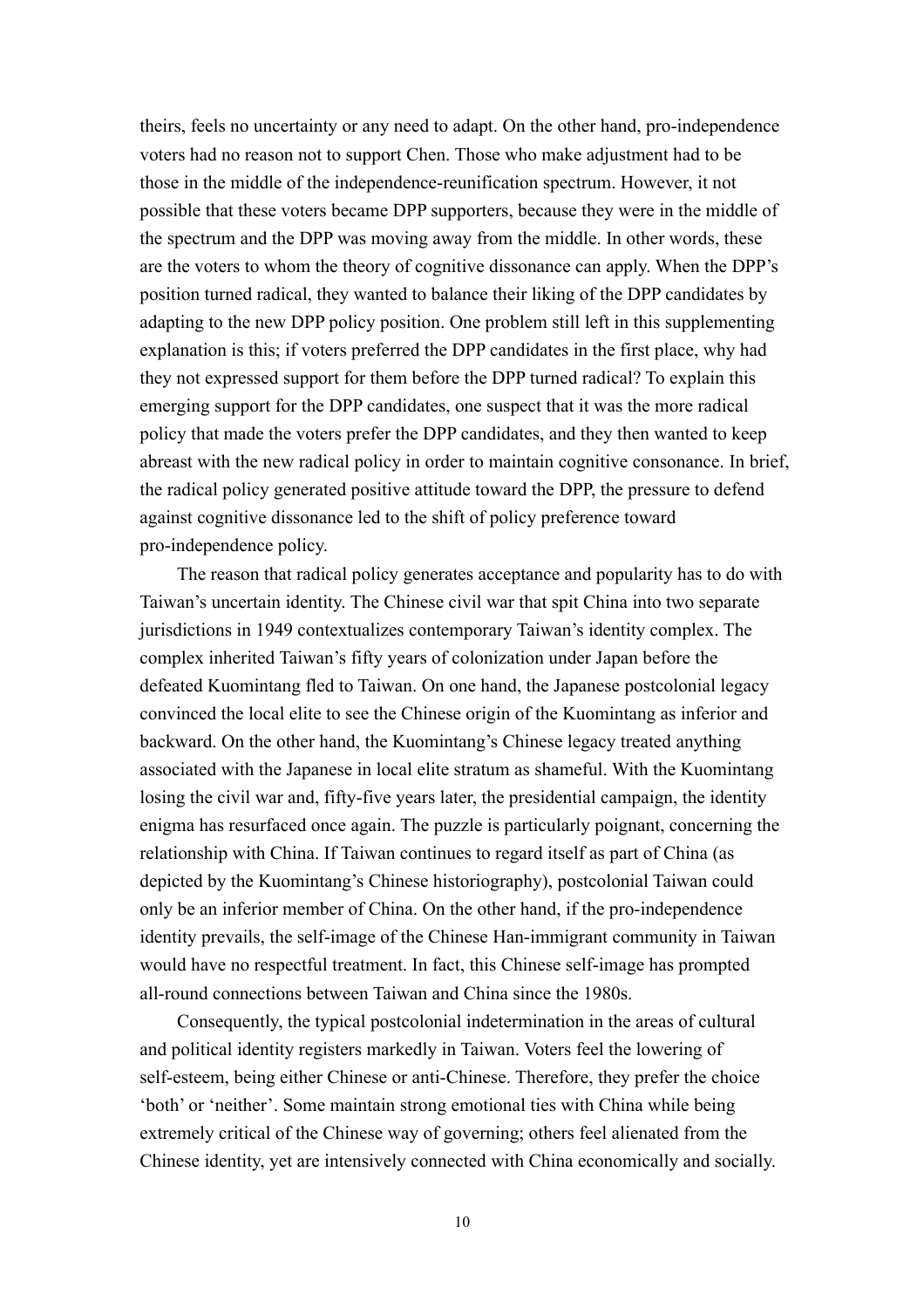theirs, feels no uncertainty or any need to adapt. On the other hand, pro-independence voters had no reason not to support Chen. Those who make adjustment had to be those in the middle of the independence-reunification spectrum. However, it not possible that these voters became DPP supporters, because they were in the middle of the spectrum and the DPP was moving away from the middle. In other words, these are the voters to whom the theory of cognitive dissonance can apply. When the DPP's position turned radical, they wanted to balance their liking of the DPP candidates by adapting to the new DPP policy position. One problem still left in this supplementing explanation is this; if voters preferred the DPP candidates in the first place, why had they not expressed support for them before the DPP turned radical? To explain this emerging support for the DPP candidates, one suspect that it was the more radical policy that made the voters prefer the DPP candidates, and they then wanted to keep abreast with the new radical policy in order to maintain cognitive consonance. In brief, the radical policy generated positive attitude toward the DPP, the pressure to defend against cognitive dissonance led to the shift of policy preference toward pro-independence policy.

The reason that radical policy generates acceptance and popularity has to do with Taiwan's uncertain identity. The Chinese civil war that spit China into two separate jurisdictions in 1949 contextualizes contemporary Taiwan's identity complex. The complex inherited Taiwan's fifty years of colonization under Japan before the defeated Kuomintang fled to Taiwan. On one hand, the Japanese postcolonial legacy convinced the local elite to see the Chinese origin of the Kuomintang as inferior and backward. On the other hand, the Kuomintang's Chinese legacy treated anything associated with the Japanese in local elite stratum as shameful. With the Kuomintang losing the civil war and, fifty-five years later, the presidential campaign, the identity enigma has resurfaced once again. The puzzle is particularly poignant, concerning the relationship with China. If Taiwan continues to regard itself as part of China (as depicted by the Kuomintang's Chinese historiography), postcolonial Taiwan could only be an inferior member of China. On the other hand, if the pro-independence identity prevails, the self-image of the Chinese Han-immigrant community in Taiwan would have no respectful treatment. In fact, this Chinese self-image has prompted all-round connections between Taiwan and China since the 1980s.

Consequently, the typical postcolonial indetermination in the areas of cultural and political identity registers markedly in Taiwan. Voters feel the lowering of self-esteem, being either Chinese or anti-Chinese. Therefore, they prefer the choice 'both' or 'neither'. Some maintain strong emotional ties with China while being extremely critical of the Chinese way of governing; others feel alienated from the Chinese identity, yet are intensively connected with China economically and socially.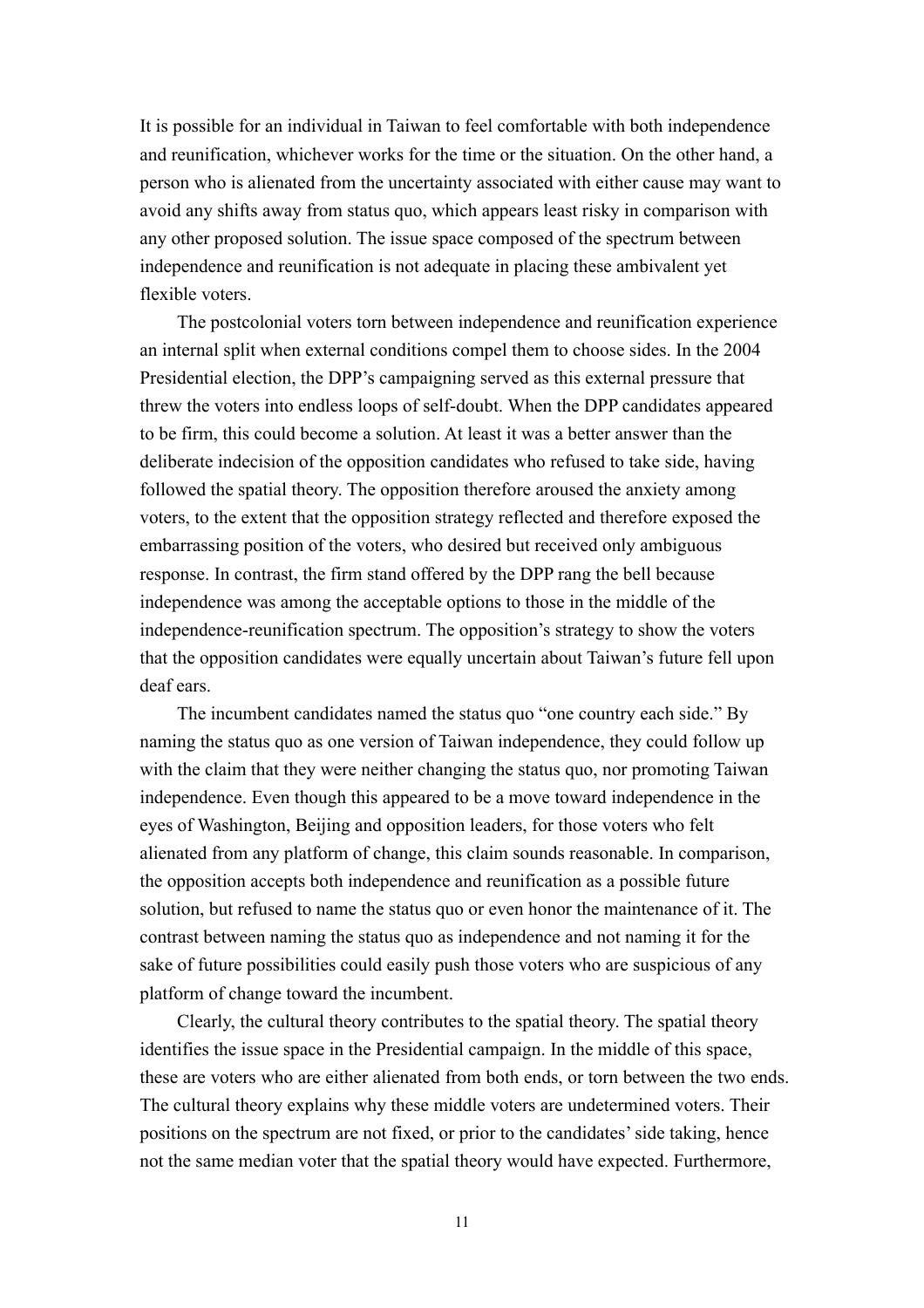It is possible for an individual in Taiwan to feel comfortable with both independence and reunification, whichever works for the time or the situation. On the other hand, a person who is alienated from the uncertainty associated with either cause may want to avoid any shifts away from status quo, which appears least risky in comparison with any other proposed solution. The issue space composed of the spectrum between independence and reunification is not adequate in placing these ambivalent yet flexible voters.

The postcolonial voters torn between independence and reunification experience an internal split when external conditions compel them to choose sides. In the 2004 Presidential election, the DPP's campaigning served as this external pressure that threw the voters into endless loops of self-doubt. When the DPP candidates appeared to be firm, this could become a solution. At least it was a better answer than the deliberate indecision of the opposition candidates who refused to take side, having followed the spatial theory. The opposition therefore aroused the anxiety among voters, to the extent that the opposition strategy reflected and therefore exposed the embarrassing position of the voters, who desired but received only ambiguous response. In contrast, the firm stand offered by the DPP rang the bell because independence was among the acceptable options to those in the middle of the independence-reunification spectrum. The opposition's strategy to show the voters that the opposition candidates were equally uncertain about Taiwan's future fell upon deaf ears.

The incumbent candidates named the status quo "one country each side." By naming the status quo as one version of Taiwan independence, they could follow up with the claim that they were neither changing the status quo, nor promoting Taiwan independence. Even though this appeared to be a move toward independence in the eyes of Washington, Beijing and opposition leaders, for those voters who felt alienated from any platform of change, this claim sounds reasonable. In comparison, the opposition accepts both independence and reunification as a possible future solution, but refused to name the status quo or even honor the maintenance of it. The contrast between naming the status quo as independence and not naming it for the sake of future possibilities could easily push those voters who are suspicious of any platform of change toward the incumbent.

Clearly, the cultural theory contributes to the spatial theory. The spatial theory identifies the issue space in the Presidential campaign. In the middle of this space, these are voters who are either alienated from both ends, or torn between the two ends. The cultural theory explains why these middle voters are undetermined voters. Their positions on the spectrum are not fixed, or prior to the candidates' side taking, hence not the same median voter that the spatial theory would have expected. Furthermore,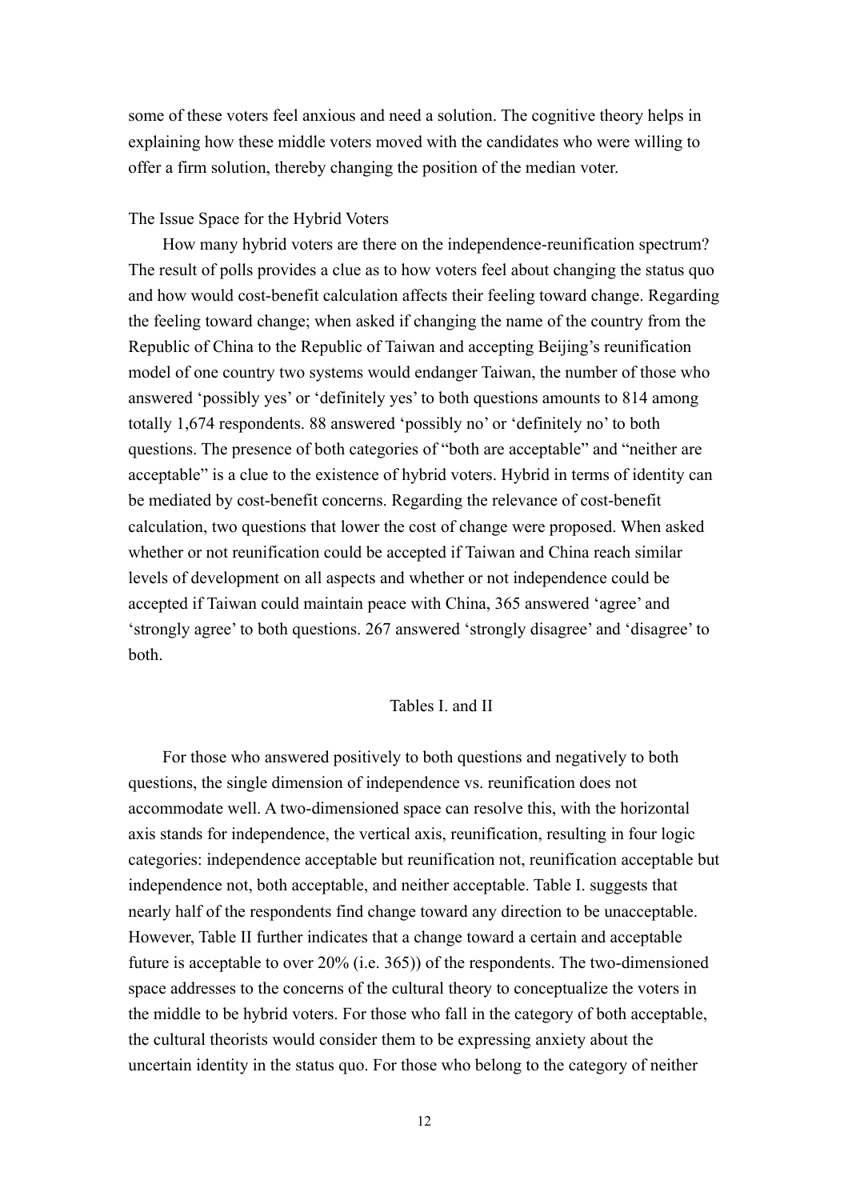some of these voters feel anxious and need a solution. The cognitive theory helps in explaining how these middle voters moved with the candidates who were willing to offer a firm solution, thereby changing the position of the median voter.

The Issue Space for the Hybrid Voters

How many hybrid voters are there on the independence-reunification spectrum? The result of polls provides a clue as to how voters feel about changing the status quo and how would cost-benefit calculation affects their feeling toward change. Regarding the feeling toward change; when asked if changing the name of the country from the Republic of China to the Republic of Taiwan and accepting Beijing's reunification model of one country two systems would endanger Taiwan, the number of those who answered 'possibly yes' or 'definitely yes' to both questions amounts to 814 among totally 1,674 respondents. 88 answered 'possibly no' or 'definitely no' to both questions. The presence of both categories of "both are acceptable" and "neither are acceptable" is a clue to the existence of hybrid voters. Hybrid in terms of identity can be mediated by cost-benefit concerns. Regarding the relevance of cost-benefit calculation, two questions that lower the cost of change were proposed. When asked whether or not reunification could be accepted if Taiwan and China reach similar levels of development on all aspects and whether or not independence could be accepted if Taiwan could maintain peace with China, 365 answered 'agree' and 'strongly agree' to both questions. 267 answered 'strongly disagree' and 'disagree' to both.

Tables I. and II

For those who answered positively to both questions and negatively to both questions, the single dimension of independence vs. reunification does not accommodate well. A two-dimensioned space can resolve this, with the horizontal axis stands for independence, the vertical axis, reunification, resulting in four logic categories: independence acceptable but reunification not, reunification acceptable but independence not, both acceptable, and neither acceptable. Table I. suggests that nearly half of the respondents find change toward any direction to be unacceptable. However, Table II further indicates that a change toward a certain and acceptable future is acceptable to over 20% (i.e. 365)) of the respondents. The two-dimensioned space addresses to the concerns of the cultural theory to conceptualize the voters in the middle to be hybrid voters. For those who fall in the category of both acceptable, the cultural theorists would consider them to be expressing anxiety about the uncertain identity in the status quo. For those who belong to the category of neither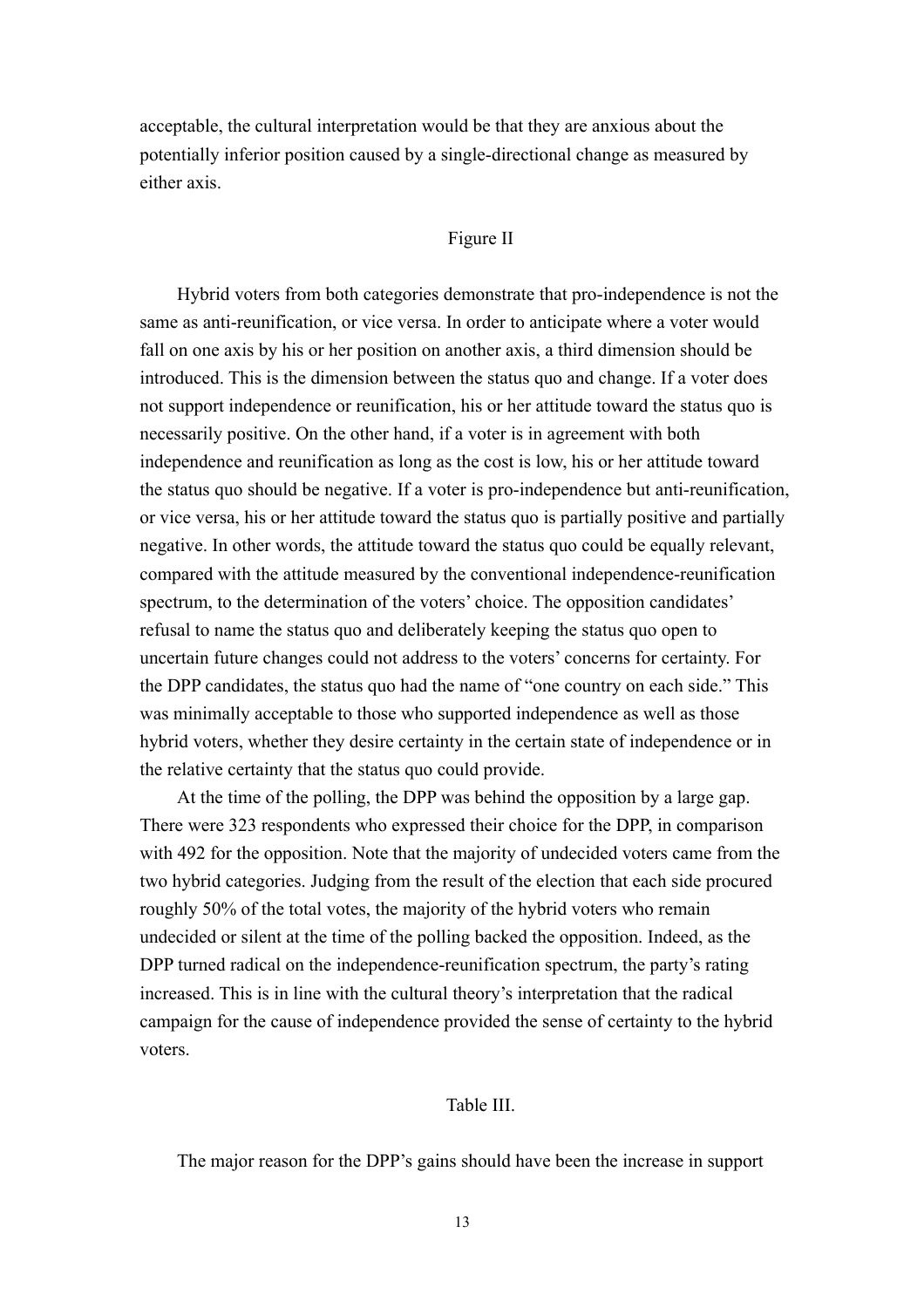acceptable, the cultural interpretation would be that they are anxious about the potentially inferior position caused by a single-directional change as measured by either axis.

Figure II

Hybrid voters from both categories demonstrate that pro-independence is not the same as anti-reunification, or vice versa. In order to anticipate where a voter would fall on one axis by his or her position on another axis, a third dimension should be introduced. This is the dimension between the status quo and change. If a voter does not support independence or reunification, his or her attitude toward the status quo is necessarily positive. On the other hand, if a voter is in agreement with both independence and reunification as long as the cost is low, his or her attitude toward the status quo should be negative. If a voter is pro-independence but anti-reunification, or vice versa, his or her attitude toward the status quo is partially positive and partially negative. In other words, the attitude toward the status quo could be equally relevant, compared with the attitude measured by the conventional independence-reunification spectrum, to the determination of the voters' choice. The opposition candidates' refusal to name the status quo and deliberately keeping the status quo open to uncertain future changes could not address to the voters' concerns for certainty. For the DPP candidates, the status quo had the name of "one country on each side." This was minimally acceptable to those who supported independence as well as those hybrid voters, whether they desire certainty in the certain state of independence or in the relative certainty that the status quo could provide.

At the time of the polling, the DPP was behind the opposition by a large gap. There were 323 respondents who expressed their choice for the DPP, in comparison with 492 for the opposition. Note that the majority of undecided voters came from the two hybrid categories. Judging from the result of the election that each side procured roughly 50% of the total votes, the majority of the hybrid voters who remain undecided or silent at the time of the polling backed the opposition. Indeed, as the DPP turned radical on the independence-reunification spectrum, the party's rating increased. This is in line with the cultural theory's interpretation that the radical campaign for the cause of independence provided the sense of certainty to the hybrid voters.

Table III.

The major reason for the DPP's gains should have been the increase in support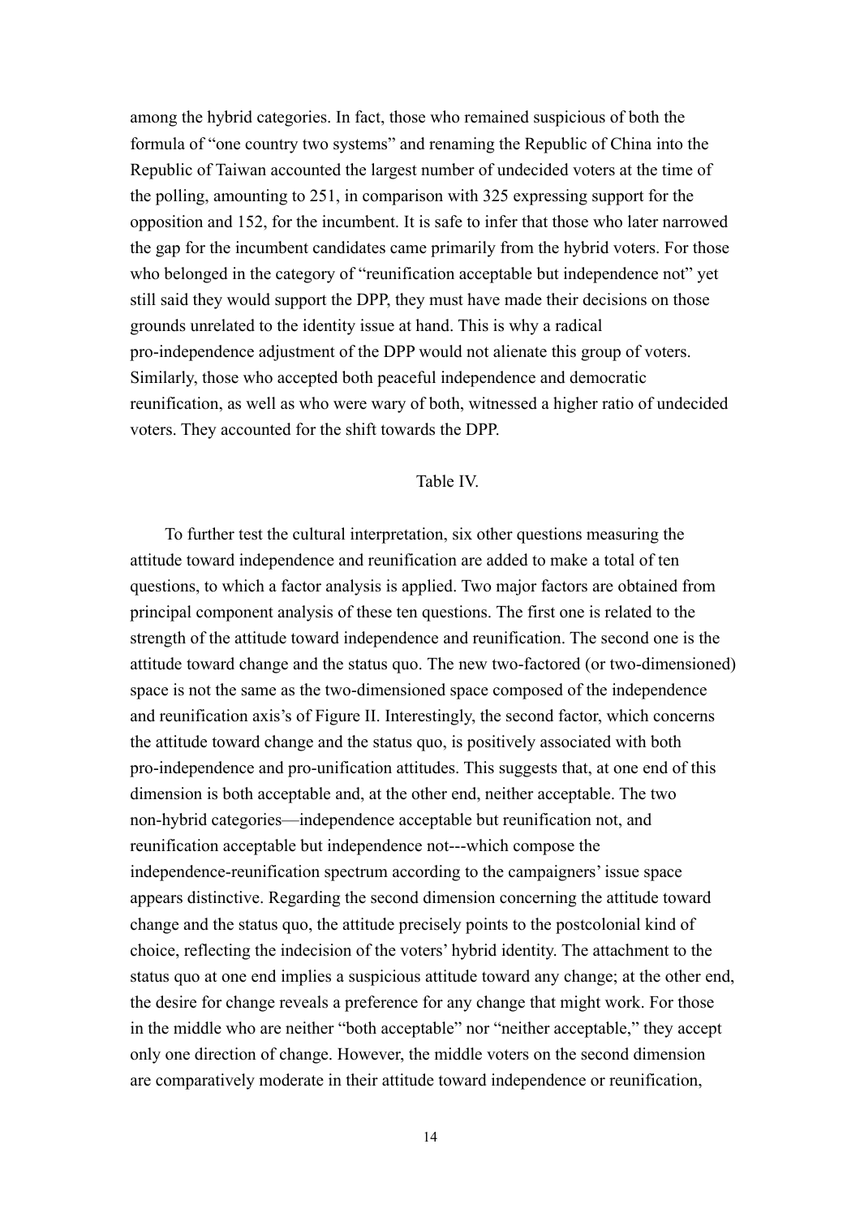among the hybrid categories. In fact, those who remained suspicious of both the formula of "one country two systems" and renaming the Republic of China into the Republic of Taiwan accounted the largest number of undecided voters at the time of the polling, amounting to 251, in comparison with 325 expressing support for the opposition and 152, for the incumbent. It is safe to infer that those who later narrowed the gap for the incumbent candidates came primarily from the hybrid voters. For those who belonged in the category of "reunification acceptable but independence not" yet still said they would support the DPP, they must have made their decisions on those grounds unrelated to the identity issue at hand. This is why a radical pro-independence adjustment of the DPP would not alienate this group of voters. Similarly, those who accepted both peaceful independence and democratic reunification, as well as who were wary of both, witnessed a higher ratio of undecided voters. They accounted for the shift towards the DPP.

Table IV.

To further test the cultural interpretation, six other questions measuring the attitude toward independence and reunification are added to make a total of ten questions, to which a factor analysis is applied. Two major factors are obtained from principal component analysis of these ten questions. The first one is related to the strength of the attitude toward independence and reunification. The second one is the attitude toward change and the status quo. The new two-factored (or two-dimensioned) space is not the same as the two-dimensioned space composed of the independence and reunification axis's of Figure II. Interestingly, the second factor, which concerns the attitude toward change and the status quo, is positively associated with both pro-independence and pro-unification attitudes. This suggests that, at one end of this dimension is both acceptable and, at the other end, neither acceptable. The two non-hybrid categories—independence acceptable but reunification not, and reunification acceptable but independence not---which compose the independence-reunification spectrum according to the campaigners' issue space appears distinctive. Regarding the second dimension concerning the attitude toward change and the status quo, the attitude precisely points to the postcolonial kind of choice, reflecting the indecision of the voters' hybrid identity. The attachment to the status quo at one end implies a suspicious attitude toward any change; at the other end, the desire for change reveals a preference for any change that might work. For those in the middle who are neither "both acceptable" nor "neither acceptable," they accept only one direction of change. However, the middle voters on the second dimension are comparatively moderate in their attitude toward independence or reunification,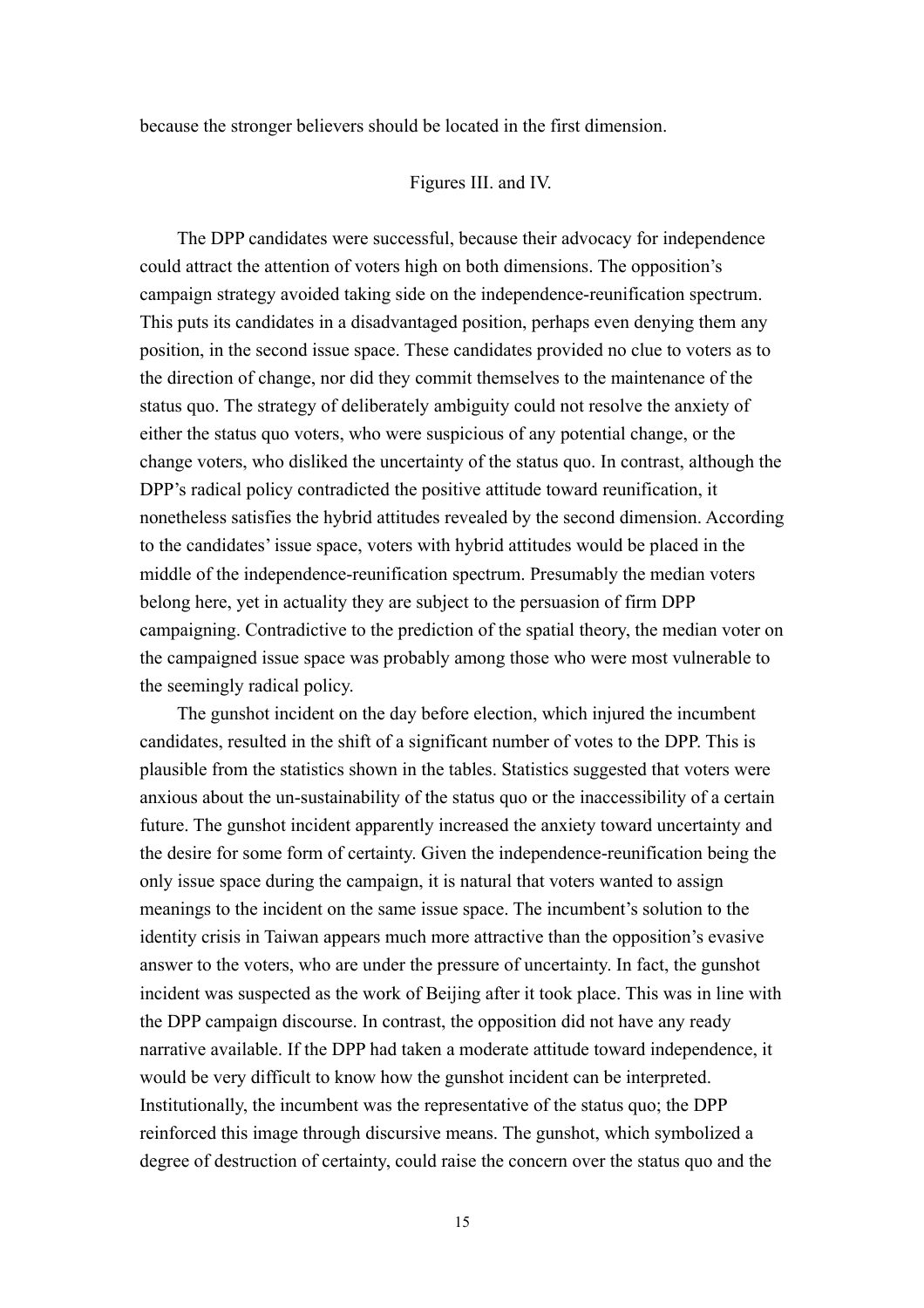because the stronger believers should be located in the first dimension.

Figures III. and IV.

The DPP candidates were successful, because their advocacy for independence could attract the attention of voters high on both dimensions. The opposition's campaign strategy avoided taking side on the independence-reunification spectrum. This puts its candidates in a disadvantaged position, perhaps even denying them any position, in the second issue space. These candidates provided no clue to voters as to the direction of change, nor did they commit themselves to the maintenance of the status quo. The strategy of deliberately ambiguity could not resolve the anxiety of either the status quo voters, who were suspicious of any potential change, or the change voters, who disliked the uncertainty of the status quo. In contrast, although the DPP's radical policy contradicted the positive attitude toward reunification, it nonetheless satisfies the hybrid attitudes revealed by the second dimension. According to the candidates' issue space, voters with hybrid attitudes would be placed in the middle of the independence-reunification spectrum. Presumably the median voters belong here, yet in actuality they are subject to the persuasion of firm DPP campaigning. Contradictive to the prediction of the spatial theory, the median voter on the campaigned issue space was probably among those who were most vulnerable to the seemingly radical policy.

The gunshot incident on the day before election, which injured the incumbent candidates, resulted in the shift of a significant number of votes to the DPP. This is plausible from the statistics shown in the tables. Statistics suggested that voters were anxious about the un-sustainability of the status quo or the inaccessibility of a certain future. The gunshot incident apparently increased the anxiety toward uncertainty and the desire for some form of certainty. Given the independence-reunification being the only issue space during the campaign, it is natural that voters wanted to assign meanings to the incident on the same issue space. The incumbent's solution to the identity crisis in Taiwan appears much more attractive than the opposition's evasive answer to the voters, who are under the pressure of uncertainty. In fact, the gunshot incident was suspected as the work of Beijing after it took place. This was in line with the DPP campaign discourse. In contrast, the opposition did not have any ready narrative available. If the DPP had taken a moderate attitude toward independence, it would be very difficult to know how the gunshot incident can be interpreted. Institutionally, the incumbent was the representative of the status quo; the DPP reinforced this image through discursive means. The gunshot, which symbolized a degree of destruction of certainty, could raise the concern over the status quo and the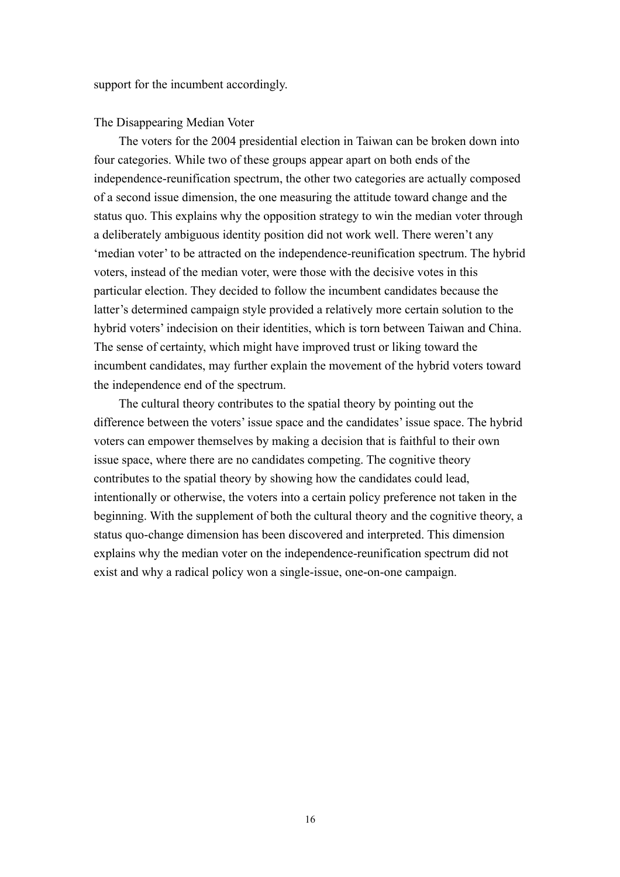support for the incumbent accordingly.

## The Disappearing Median Voter

The voters for the 2004 presidential election in Taiwan can be broken down into four categories. While two of these groups appear apart on both ends of the independence-reunification spectrum, the other two categories are actually composed of a second issue dimension, the one measuring the attitude toward change and the status quo. This explains why the opposition strategy to win the median voter through a deliberately ambiguous identity position did not work well. There weren't any 'median voter' to be attracted on the independence-reunification spectrum. The hybrid voters, instead of the median voter, were those with the decisive votes in this particular election. They decided to follow the incumbent candidates because the latter's determined campaign style provided a relatively more certain solution to the hybrid voters' indecision on their identities, which is torn between Taiwan and China. The sense of certainty, which might have improved trust or liking toward the incumbent candidates, may further explain the movement of the hybrid voters toward the independence end of the spectrum.

The cultural theory contributes to the spatial theory by pointing out the difference between the voters' issue space and the candidates' issue space. The hybrid voters can empower themselves by making a decision that is faithful to their own issue space, where there are no candidates competing. The cognitive theory contributes to the spatial theory by showing how the candidates could lead, intentionally or otherwise, the voters into a certain policy preference not taken in the beginning. With the supplement of both the cultural theory and the cognitive theory, a status quo-change dimension has been discovered and interpreted. This dimension explains why the median voter on the independence-reunification spectrum did not exist and why a radical policy won a single-issue, one-on-one campaign.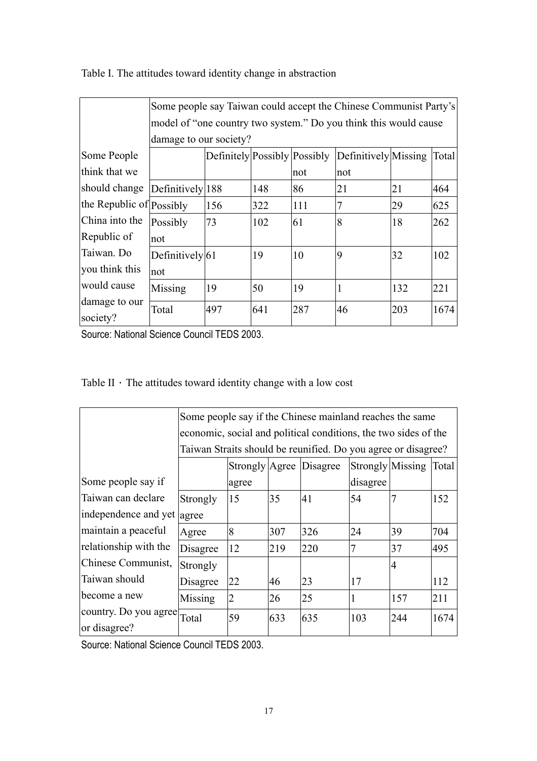Table I. The attitudes toward identity change in abstraction

| | Some people say Taiwan could accept the Chinese Communist Party's model of "one country two system." Do you think this would cause damage to our society? | | | | | | |
|---|---|---|---|---|---|---|---|
| Some People think that we should change the Republic of China into the Republic of Taiwan. Do you think this would cause damage to our society? | | Definitely | Possibly | Possibly not | Definitively not | Missing | Total |
| | Definitively | 188 | 148 | 86 | 21 | 21 | 464 |
| | Possibly | 156 | 322 | 111 | 7 | 29 | 625 |
| | Possibly not | 73 | 102 | 61 | 8 | 18 | 262 |
| | Definitively not | 61 | 19 | 10 | 9 | 32 | 102 |
| | Missing | 19 | 50 | 19 | 1 | 132 | 221 |
| | Total | 497 | 641 | 287 | 46 | 203 | 1674 |

Source: National Science Council TEDS 2003.

Table II · The attitudes toward identity change with a low cost

| | Some people say if the Chinese mainland reaches the same economic, social and political conditions, the two sides of the Taiwan Straits should be reunified. Do you agree or disagree? | | | | | | |
|---|---|---|---|---|---|---|---|
| Some people say if Taiwan can declare independence and yet maintain a peaceful relationship with the Chinese Communist, Taiwan should become a new country. Do you agree or disagree? | | Strongly agree | Agree | Disagree | Strongly disagree | Missing | Total |
| | Strongly agree | 15 | 35 | 41 | 54 | 7 | 152 |
| | Agree | 8 | 307 | 326 | 24 | 39 | 704 |
| | Disagree | 12 | 219 | 220 | 7 | 37 | 495 |
| | Strongly Disagree | 22 | 46 | 23 | 17 | 4 | 112 |
| | Missing | 2 | 26 | 25 | 1 | 157 | 211 |
| | Total | 59 | 633 | 635 | 103 | 244 | 1674 |

Source: National Science Council TEDS 2003.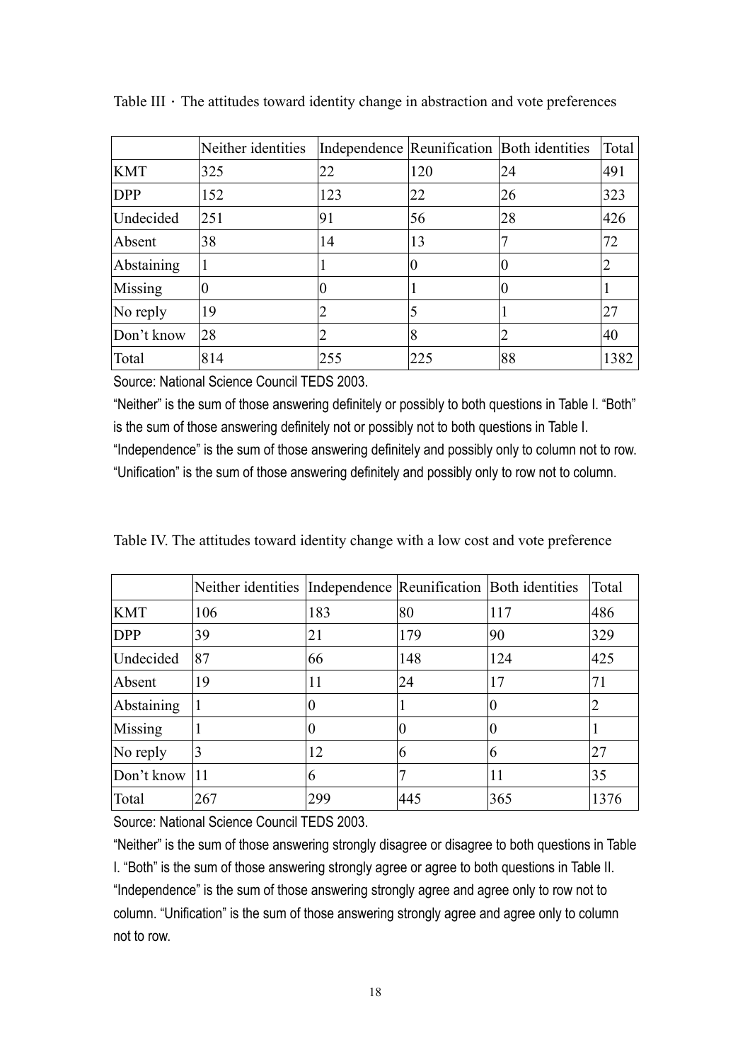Table III · The attitudes toward identity change in abstraction and vote preferences

| | Neither identities | Independence | Reunification | Both identities | Total |
|---|---|---|---|---|---|
| KMT | 325 | 22 | 120 | 24 | 491 |
| DPP | 152 | 123 | 22 | 26 | 323 |
| Undecided | 251 | 91 | 56 | 28 | 426 |
| Absent | 38 | 14 | 13 | 7 | 72 |
| Abstaining | 1 | 1 | 0 | 0 | 2 |
| Missing | 0 | 0 | 1 | 0 | 1 |
| No reply | 19 | 2 | 5 | 1 | 27 |
| Don't know | 28 | 2 | 8 | 2 | 40 |
| Total | 814 | 255 | 225 | 88 | 1382 |

Source: National Science Council TEDS 2003.

"Neither" is the sum of those answering definitely or possibly to both questions in Table I. "Both" is the sum of those answering definitely not or possibly not to both questions in Table I. "Independence" is the sum of those answering definitely and possibly only to column not to row. "Unification" is the sum of those answering definitely and possibly only to row not to column.

Table IV. The attitudes toward identity change with a low cost and vote preference

| | Neither identities | Independence | Reunification | Both identities | Total |
|---|---|---|---|---|---|
| KMT | 106 | 183 | 80 | 117 | 486 |
| DPP | 39 | 21 | 179 | 90 | 329 |
| Undecided | 87 | 66 | 148 | 124 | 425 |
| Absent | 19 | 11 | 24 | 17 | 71 |
| Abstaining | 1 | 0 | 1 | 0 | 2 |
| Missing | 1 | 0 | 0 | 0 | 1 |
| No reply | 3 | 12 | 6 | 6 | 27 |
| Don't know | 11 | 6 | 7 | 11 | 35 |
| Total | 267 | 299 | 445 | 365 | 1376 |

Source: National Science Council TEDS 2003.

"Neither" is the sum of those answering strongly disagree or disagree to both questions in Table I. "Both" is the sum of those answering strongly agree or agree to both questions in Table II. "Independence" is the sum of those answering strongly agree and agree only to row not to column. "Unification" is the sum of those answering strongly agree and agree only to column not to row.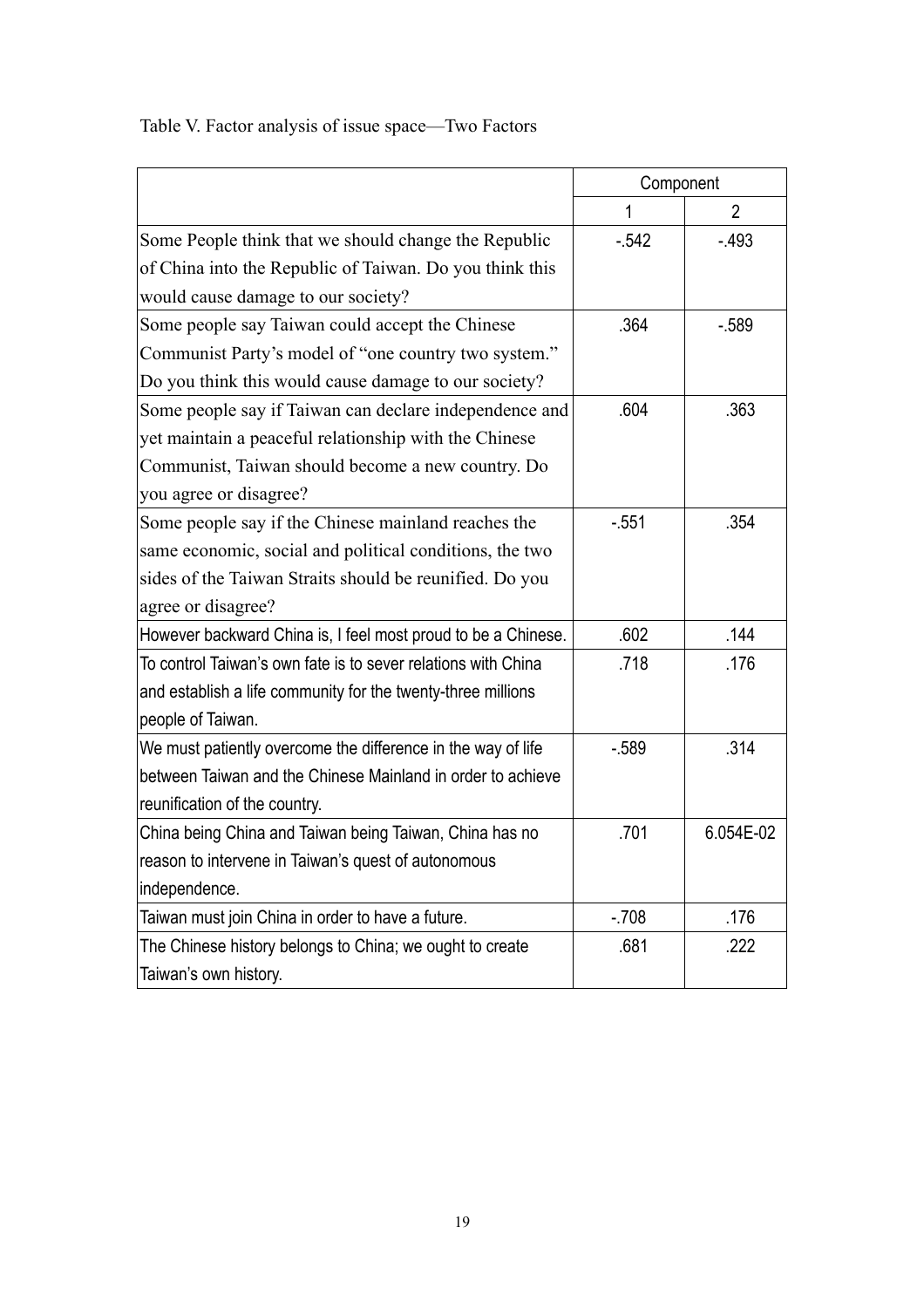Table V. Factor analysis of issue space—Two Factors

| | Component | |
|---|---|---|
| | 1 | 2 |
| Some People think that we should change the Republic of China into the Republic of Taiwan. Do you think this would cause damage to our society? | -.542 | -.493 |
| Some people say Taiwan could accept the Chinese Communist Party's model of "one country two system." Do you think this would cause damage to our society? | .364 | -.589 |
| Some people say if Taiwan can declare independence and yet maintain a peaceful relationship with the Chinese Communist, Taiwan should become a new country. Do you agree or disagree? | .604 | .363 |
| Some people say if the Chinese mainland reaches the same economic, social and political conditions, the two sides of the Taiwan Straits should be reunified. Do you agree or disagree? | -.551 | .354 |
| However backward China is, I feel most proud to be a Chinese. | .602 | .144 |
| To control Taiwan's own fate is to sever relations with China and establish a life community for the twenty-three millions people of Taiwan. | .718 | .176 |
| We must patiently overcome the difference in the way of life between Taiwan and the Chinese Mainland in order to achieve reunification of the country. | -.589 | .314 |
| China being China and Taiwan being Taiwan, China has no reason to intervene in Taiwan's quest of autonomous independence. | .701 | 6.054E-02 |
| Taiwan must join China in order to have a future. | -.708 | .176 |
| The Chinese history belongs to China; we ought to create Taiwan's own history. | .681 | .222 |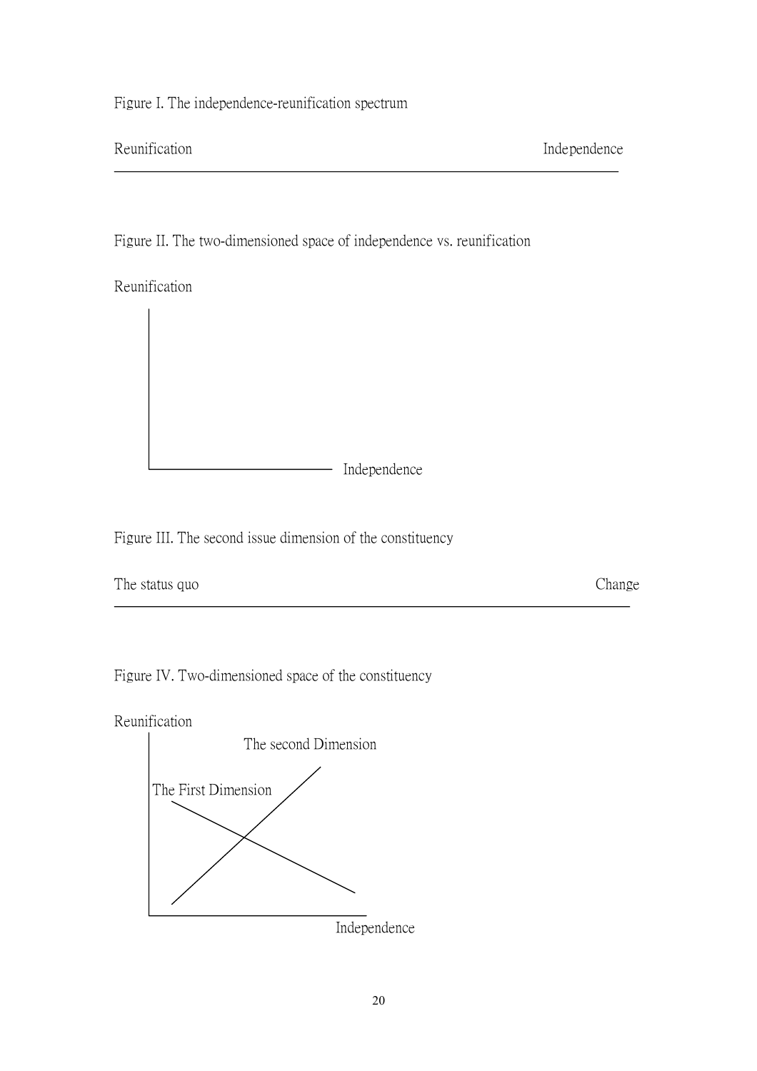Figure I. The independence-reunification spectrum

Reunification Independence

Figure II. The two-dimensioned space of independence vs. reunification

Reunification

Independence

Figure III. The second issue dimension of the constituency

The status quo Change

Figure IV. Two-dimensioned space of the constituency

Reunification

The second Dimension

The First Dimension

Independence